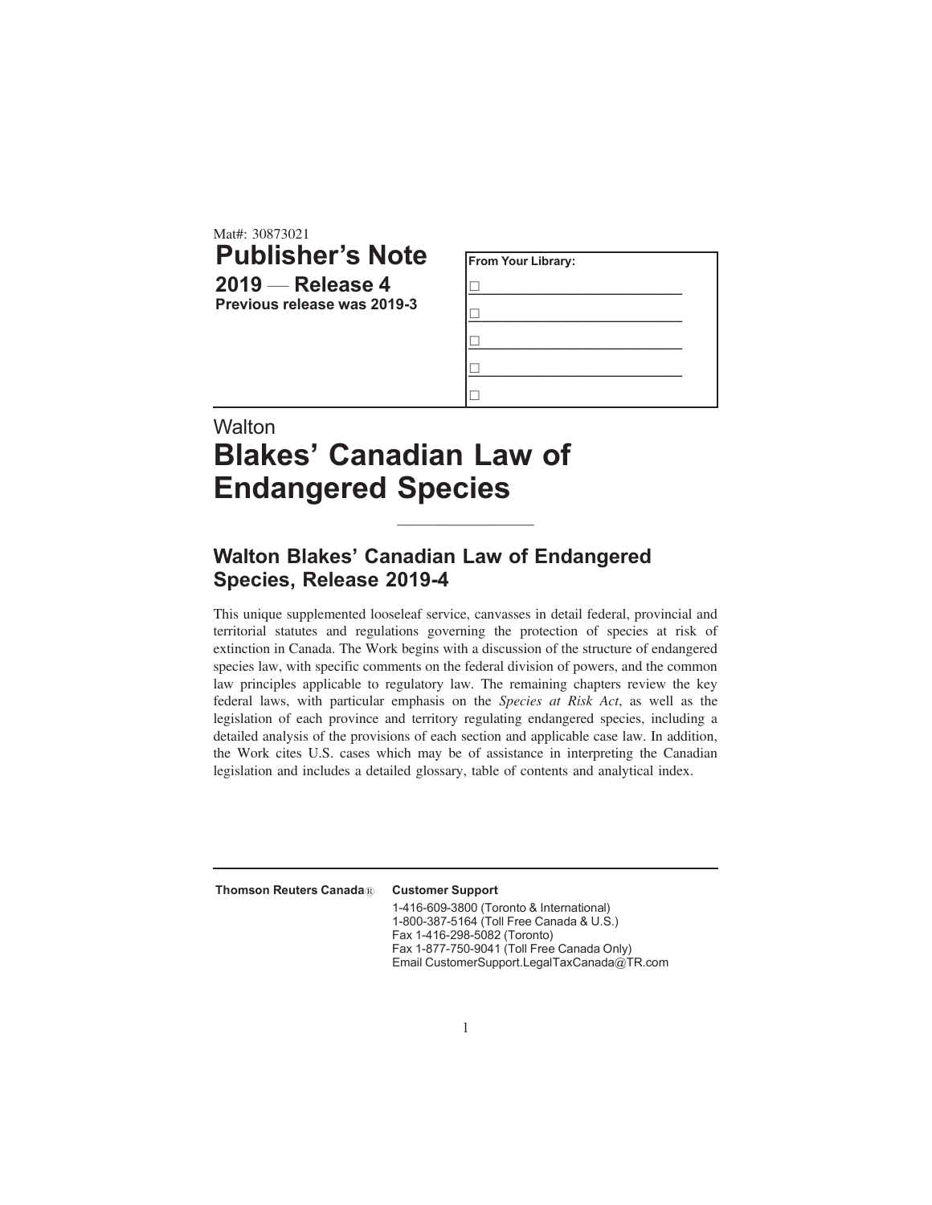Mat#: 30873021

# Publisher's Note

**2019 — Release 4**

**Previous release was 2019-3**

| From Your Library: |
| --- |
| ☐ |
| ☐ |
| ☐ |
| ☐ |
| ☐ |

Walton

# Blakes' Canadian Law of Endangered Species

---

## Walton Blakes' Canadian Law of Endangered Species, Release 2019-4

This unique supplemented looseleaf service, canvasses in detail federal, provincial and territorial statutes and regulations governing the protection of species at risk of extinction in Canada. The Work begins with a discussion of the structure of endangered species law, with specific comments on the federal division of powers, and the common law principles applicable to regulatory law. The remaining chapters review the key federal laws, with particular emphasis on the *Species at Risk Act*, as well as the legislation of each province and territory regulating endangered species, including a detailed analysis of the provisions of each section and applicable case law. In addition, the Work cites U.S. cases which may be of assistance in interpreting the Canadian legislation and includes a detailed glossary, table of contents and analytical index.

---

**Thomson Reuters Canada®**

**Customer Support**

1-416-609-3800 (Toronto & International)
1-800-387-5164 (Toll Free Canada & U.S.)
Fax 1-416-298-5082 (Toronto)
Fax 1-877-750-9041 (Toll Free Canada Only)
Email CustomerSupport.LegalTaxCanada@TR.com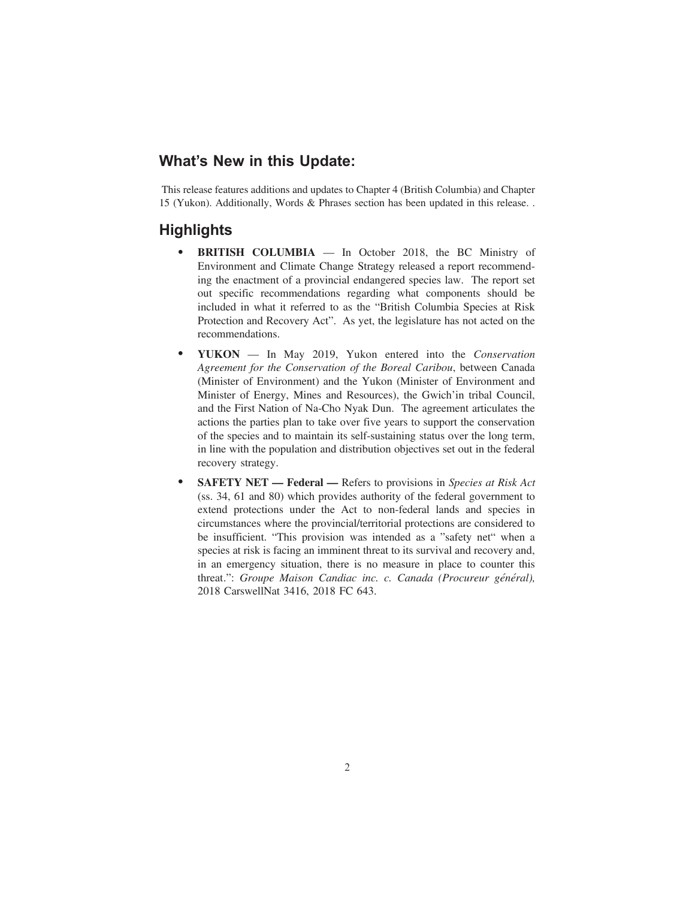## What's New in this Update:

This release features additions and updates to Chapter 4 (British Columbia) and Chapter 15 (Yukon). Additionally, Words & Phrases section has been updated in this release. .

## Highlights

- **BRITISH COLUMBIA** — In October 2018, the BC Ministry of Environment and Climate Change Strategy released a report recommending the enactment of a provincial endangered species law. The report set out specific recommendations regarding what components should be included in what it referred to as the "British Columbia Species at Risk Protection and Recovery Act". As yet, the legislature has not acted on the recommendations.
- **YUKON** — In May 2019, Yukon entered into the *Conservation Agreement for the Conservation of the Boreal Caribou*, between Canada (Minister of Environment) and the Yukon (Minister of Environment and Minister of Energy, Mines and Resources), the Gwich'in tribal Council, and the First Nation of Na-Cho Nyak Dun. The agreement articulates the actions the parties plan to take over five years to support the conservation of the species and to maintain its self-sustaining status over the long term, in line with the population and distribution objectives set out in the federal recovery strategy.
- **SAFETY NET — Federal —** Refers to provisions in *Species at Risk Act* (ss. 34, 61 and 80) which provides authority of the federal government to extend protections under the Act to non-federal lands and species in circumstances where the provincial/territorial protections are considered to be insufficient. "This provision was intended as a "safety net" when a species at risk is facing an imminent threat to its survival and recovery and, in an emergency situation, there is no measure in place to counter this threat.": *Groupe Maison Candiac inc. c. Canada (Procureur général),* 2018 CarswellNat 3416, 2018 FC 643.